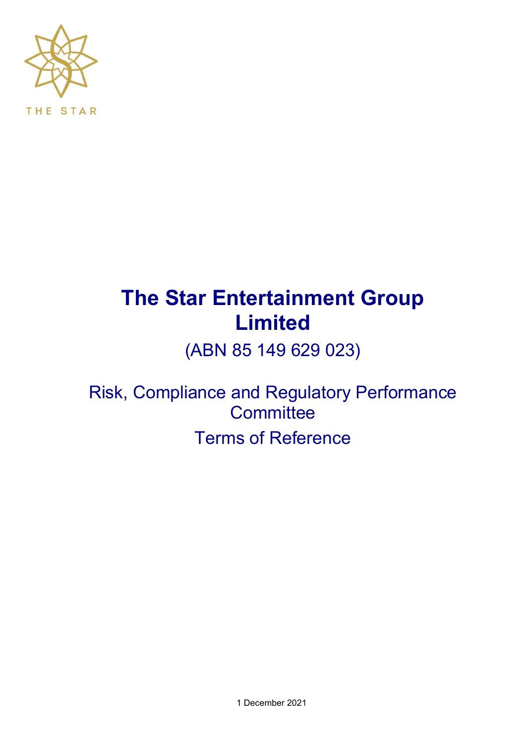THE STAR

# The Star Entertainment Group Limited

(ABN 85 149 629 023)

## Risk, Compliance and Regulatory Performance Committee

## Terms of Reference

1 December 2021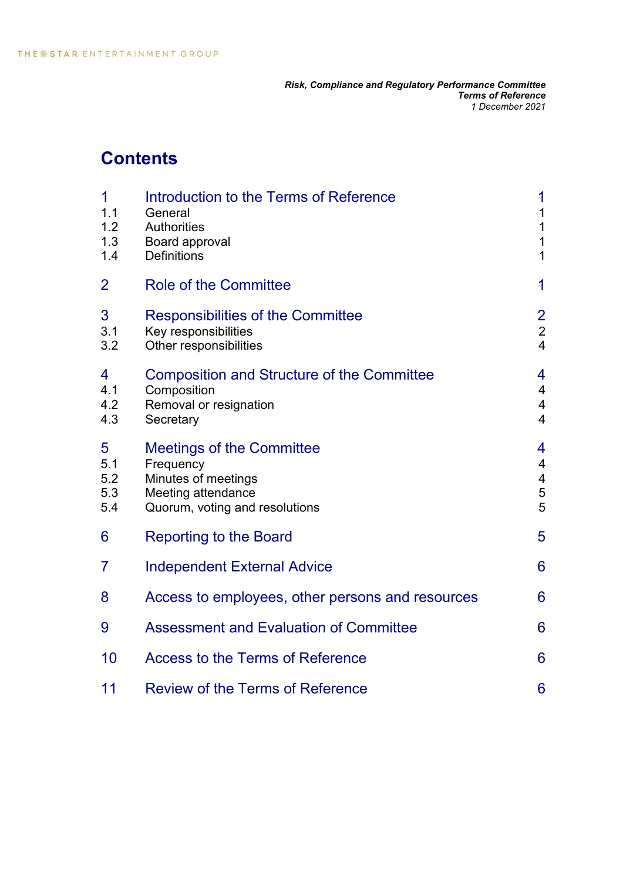# Contents

| | | |
|---|---|---|
| 1 | Introduction to the Terms of Reference | 1 |
| 1.1 | General | 1 |
| 1.2 | Authorities | 1 |
| 1.3 | Board approval | 1 |
| 1.4 | Definitions | 1 |
| 2 | Role of the Committee | 1 |
| 3 | Responsibilities of the Committee | 2 |
| 3.1 | Key responsibilities | 2 |
| 3.2 | Other responsibilities | 4 |
| 4 | Composition and Structure of the Committee | 4 |
| 4.1 | Composition | 4 |
| 4.2 | Removal or resignation | 4 |
| 4.3 | Secretary | 4 |
| 5 | Meetings of the Committee | 4 |
| 5.1 | Frequency | 4 |
| 5.2 | Minutes of meetings | 4 |
| 5.3 | Meeting attendance | 5 |
| 5.4 | Quorum, voting and resolutions | 5 |
| 6 | Reporting to the Board | 5 |
| 7 | Independent External Advice | 6 |
| 8 | Access to employees, other persons and resources | 6 |
| 9 | Assessment and Evaluation of Committee | 6 |
| 10 | Access to the Terms of Reference | 6 |
| 11 | Review of the Terms of Reference | 6 |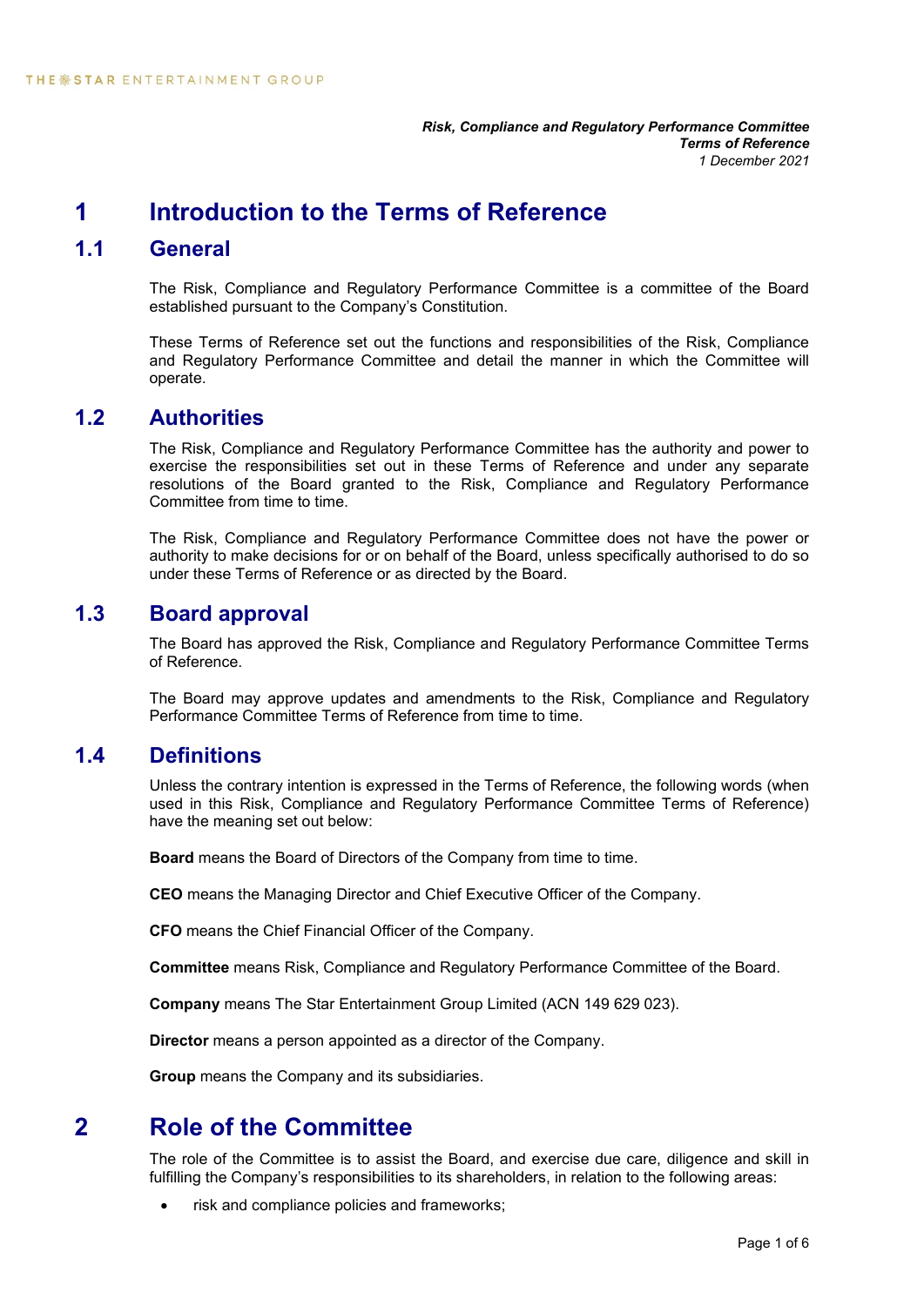*Risk, Compliance and Regulatory Performance Committee*
*Terms of Reference*
*1 December 2021*

# 1 Introduction to the Terms of Reference

## 1.1 General

The Risk, Compliance and Regulatory Performance Committee is a committee of the Board established pursuant to the Company's Constitution.

These Terms of Reference set out the functions and responsibilities of the Risk, Compliance and Regulatory Performance Committee and detail the manner in which the Committee will operate.

## 1.2 Authorities

The Risk, Compliance and Regulatory Performance Committee has the authority and power to exercise the responsibilities set out in these Terms of Reference and under any separate resolutions of the Board granted to the Risk, Compliance and Regulatory Performance Committee from time to time.

The Risk, Compliance and Regulatory Performance Committee does not have the power or authority to make decisions for or on behalf of the Board, unless specifically authorised to do so under these Terms of Reference or as directed by the Board.

## 1.3 Board approval

The Board has approved the Risk, Compliance and Regulatory Performance Committee Terms of Reference.

The Board may approve updates and amendments to the Risk, Compliance and Regulatory Performance Committee Terms of Reference from time to time.

## 1.4 Definitions

Unless the contrary intention is expressed in the Terms of Reference, the following words (when used in this Risk, Compliance and Regulatory Performance Committee Terms of Reference) have the meaning set out below:

**Board** means the Board of Directors of the Company from time to time.

**CEO** means the Managing Director and Chief Executive Officer of the Company.

**CFO** means the Chief Financial Officer of the Company.

**Committee** means Risk, Compliance and Regulatory Performance Committee of the Board.

**Company** means The Star Entertainment Group Limited (ACN 149 629 023).

**Director** means a person appointed as a director of the Company.

**Group** means the Company and its subsidiaries.

# 2 Role of the Committee

The role of the Committee is to assist the Board, and exercise due care, diligence and skill in fulfilling the Company's responsibilities to its shareholders, in relation to the following areas:

- risk and compliance policies and frameworks;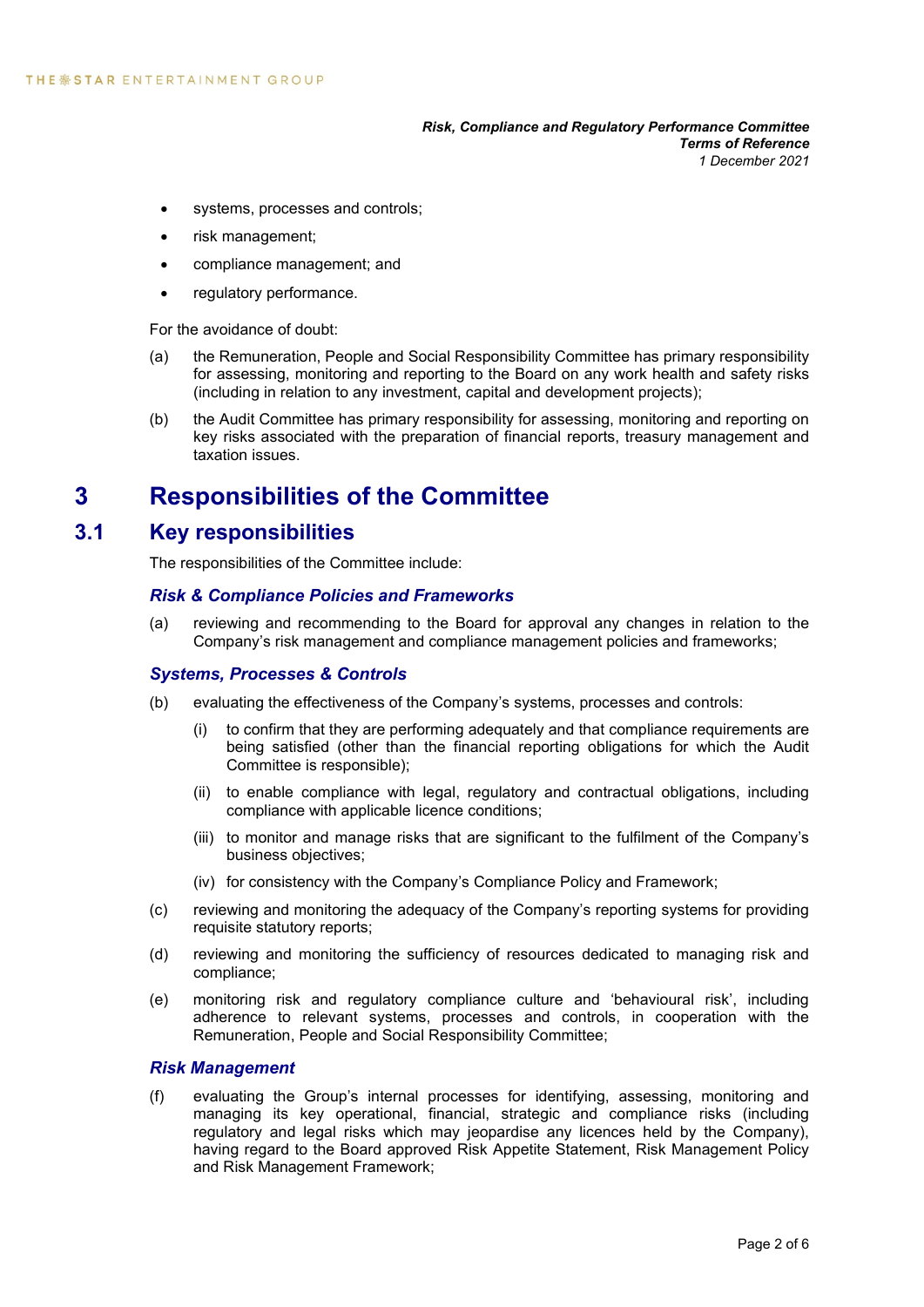- systems, processes and controls;
- risk management;
- compliance management; and
- regulatory performance.

For the avoidance of doubt:

(a) the Remuneration, People and Social Responsibility Committee has primary responsibility for assessing, monitoring and reporting to the Board on any work health and safety risks (including in relation to any investment, capital and development projects);

(b) the Audit Committee has primary responsibility for assessing, monitoring and reporting on key risks associated with the preparation of financial reports, treasury management and taxation issues.

# 3 Responsibilities of the Committee

## 3.1 Key responsibilities

The responsibilities of the Committee include:

### *Risk & Compliance Policies and Frameworks*

(a) reviewing and recommending to the Board for approval any changes in relation to the Company's risk management and compliance management policies and frameworks;

### *Systems, Processes & Controls*

(b) evaluating the effectiveness of the Company's systems, processes and controls:

  (i) to confirm that they are performing adequately and that compliance requirements are being satisfied (other than the financial reporting obligations for which the Audit Committee is responsible);

  (ii) to enable compliance with legal, regulatory and contractual obligations, including compliance with applicable licence conditions;

  (iii) to monitor and manage risks that are significant to the fulfilment of the Company's business objectives;

  (iv) for consistency with the Company's Compliance Policy and Framework;

(c) reviewing and monitoring the adequacy of the Company's reporting systems for providing requisite statutory reports;

(d) reviewing and monitoring the sufficiency of resources dedicated to managing risk and compliance;

(e) monitoring risk and regulatory compliance culture and 'behavioural risk', including adherence to relevant systems, processes and controls, in cooperation with the Remuneration, People and Social Responsibility Committee;

### *Risk Management*

(f) evaluating the Group's internal processes for identifying, assessing, monitoring and managing its key operational, financial, strategic and compliance risks (including regulatory and legal risks which may jeopardise any licences held by the Company), having regard to the Board approved Risk Appetite Statement, Risk Management Policy and Risk Management Framework;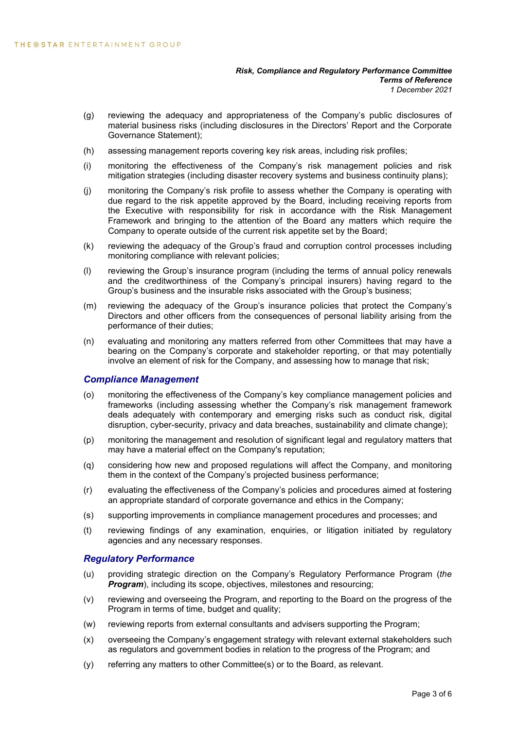(g) reviewing the adequacy and appropriateness of the Company's public disclosures of material business risks (including disclosures in the Directors' Report and the Corporate Governance Statement);

(h) assessing management reports covering key risk areas, including risk profiles;

(i) monitoring the effectiveness of the Company's risk management policies and risk mitigation strategies (including disaster recovery systems and business continuity plans);

(j) monitoring the Company's risk profile to assess whether the Company is operating with due regard to the risk appetite approved by the Board, including receiving reports from the Executive with responsibility for risk in accordance with the Risk Management Framework and bringing to the attention of the Board any matters which require the Company to operate outside of the current risk appetite set by the Board;

(k) reviewing the adequacy of the Group's fraud and corruption control processes including monitoring compliance with relevant policies;

(l) reviewing the Group's insurance program (including the terms of annual policy renewals and the creditworthiness of the Company's principal insurers) having regard to the Group's business and the insurable risks associated with the Group's business;

(m) reviewing the adequacy of the Group's insurance policies that protect the Company's Directors and other officers from the consequences of personal liability arising from the performance of their duties;

(n) evaluating and monitoring any matters referred from other Committees that may have a bearing on the Company's corporate and stakeholder reporting, or that may potentially involve an element of risk for the Company, and assessing how to manage that risk;

### *Compliance Management*

(o) monitoring the effectiveness of the Company's key compliance management policies and frameworks (including assessing whether the Company's risk management framework deals adequately with contemporary and emerging risks such as conduct risk, digital disruption, cyber-security, privacy and data breaches, sustainability and climate change);

(p) monitoring the management and resolution of significant legal and regulatory matters that may have a material effect on the Company's reputation;

(q) considering how new and proposed regulations will affect the Company, and monitoring them in the context of the Company's projected business performance;

(r) evaluating the effectiveness of the Company's policies and procedures aimed at fostering an appropriate standard of corporate governance and ethics in the Company;

(s) supporting improvements in compliance management procedures and processes; and

(t) reviewing findings of any examination, enquiries, or litigation initiated by regulatory agencies and any necessary responses.

### *Regulatory Performance*

(u) providing strategic direction on the Company's Regulatory Performance Program (*the **Program***), including its scope, objectives, milestones and resourcing;

(v) reviewing and overseeing the Program, and reporting to the Board on the progress of the Program in terms of time, budget and quality;

(w) reviewing reports from external consultants and advisers supporting the Program;

(x) overseeing the Company's engagement strategy with relevant external stakeholders such as regulators and government bodies in relation to the progress of the Program; and

(y) referring any matters to other Committee(s) or to the Board, as relevant.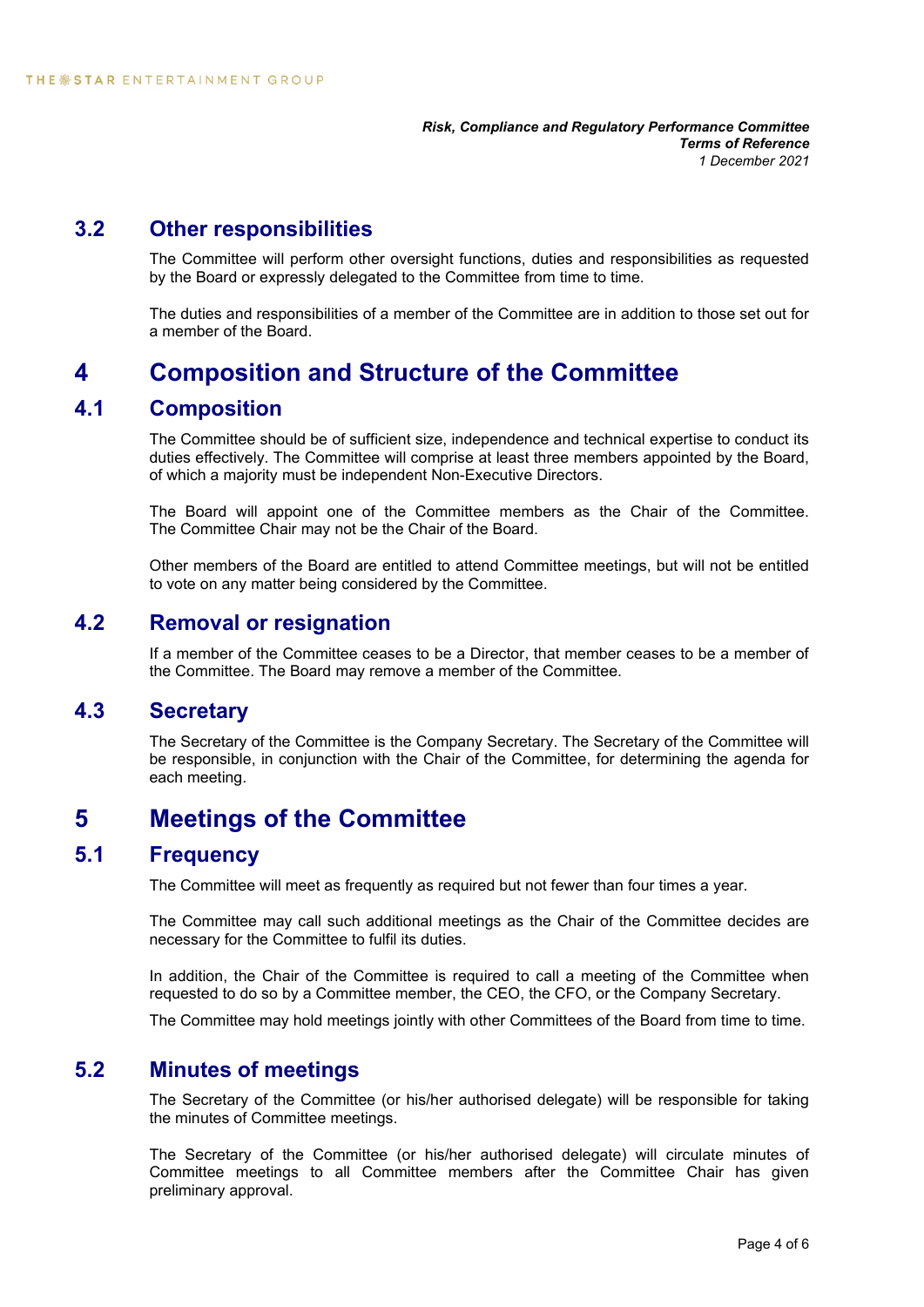## 3.2 Other responsibilities

The Committee will perform other oversight functions, duties and responsibilities as requested by the Board or expressly delegated to the Committee from time to time.

The duties and responsibilities of a member of the Committee are in addition to those set out for a member of the Board.

# 4 Composition and Structure of the Committee

## 4.1 Composition

The Committee should be of sufficient size, independence and technical expertise to conduct its duties effectively. The Committee will comprise at least three members appointed by the Board, of which a majority must be independent Non-Executive Directors.

The Board will appoint one of the Committee members as the Chair of the Committee. The Committee Chair may not be the Chair of the Board.

Other members of the Board are entitled to attend Committee meetings, but will not be entitled to vote on any matter being considered by the Committee.

## 4.2 Removal or resignation

If a member of the Committee ceases to be a Director, that member ceases to be a member of the Committee. The Board may remove a member of the Committee.

## 4.3 Secretary

The Secretary of the Committee is the Company Secretary. The Secretary of the Committee will be responsible, in conjunction with the Chair of the Committee, for determining the agenda for each meeting.

# 5 Meetings of the Committee

## 5.1 Frequency

The Committee will meet as frequently as required but not fewer than four times a year.

The Committee may call such additional meetings as the Chair of the Committee decides are necessary for the Committee to fulfil its duties.

In addition, the Chair of the Committee is required to call a meeting of the Committee when requested to do so by a Committee member, the CEO, the CFO, or the Company Secretary.

The Committee may hold meetings jointly with other Committees of the Board from time to time.

## 5.2 Minutes of meetings

The Secretary of the Committee (or his/her authorised delegate) will be responsible for taking the minutes of Committee meetings.

The Secretary of the Committee (or his/her authorised delegate) will circulate minutes of Committee meetings to all Committee members after the Committee Chair has given preliminary approval.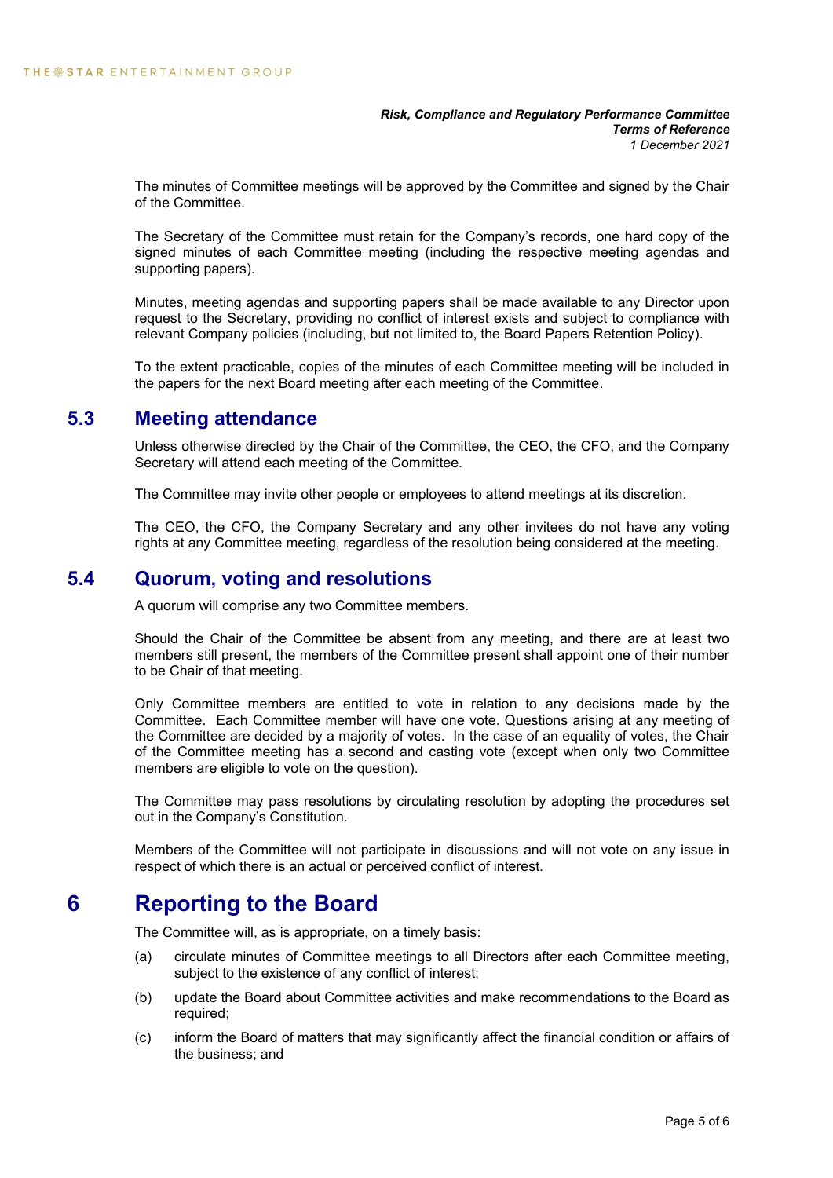The minutes of Committee meetings will be approved by the Committee and signed by the Chair of the Committee.

The Secretary of the Committee must retain for the Company's records, one hard copy of the signed minutes of each Committee meeting (including the respective meeting agendas and supporting papers).

Minutes, meeting agendas and supporting papers shall be made available to any Director upon request to the Secretary, providing no conflict of interest exists and subject to compliance with relevant Company policies (including, but not limited to, the Board Papers Retention Policy).

To the extent practicable, copies of the minutes of each Committee meeting will be included in the papers for the next Board meeting after each meeting of the Committee.

## 5.3 Meeting attendance

Unless otherwise directed by the Chair of the Committee, the CEO, the CFO, and the Company Secretary will attend each meeting of the Committee.

The Committee may invite other people or employees to attend meetings at its discretion.

The CEO, the CFO, the Company Secretary and any other invitees do not have any voting rights at any Committee meeting, regardless of the resolution being considered at the meeting.

## 5.4 Quorum, voting and resolutions

A quorum will comprise any two Committee members.

Should the Chair of the Committee be absent from any meeting, and there are at least two members still present, the members of the Committee present shall appoint one of their number to be Chair of that meeting.

Only Committee members are entitled to vote in relation to any decisions made by the Committee. Each Committee member will have one vote. Questions arising at any meeting of the Committee are decided by a majority of votes. In the case of an equality of votes, the Chair of the Committee meeting has a second and casting vote (except when only two Committee members are eligible to vote on the question).

The Committee may pass resolutions by circulating resolution by adopting the procedures set out in the Company's Constitution.

Members of the Committee will not participate in discussions and will not vote on any issue in respect of which there is an actual or perceived conflict of interest.

# 6 Reporting to the Board

The Committee will, as is appropriate, on a timely basis:

(a) circulate minutes of Committee meetings to all Directors after each Committee meeting, subject to the existence of any conflict of interest;

(b) update the Board about Committee activities and make recommendations to the Board as required;

(c) inform the Board of matters that may significantly affect the financial condition or affairs of the business; and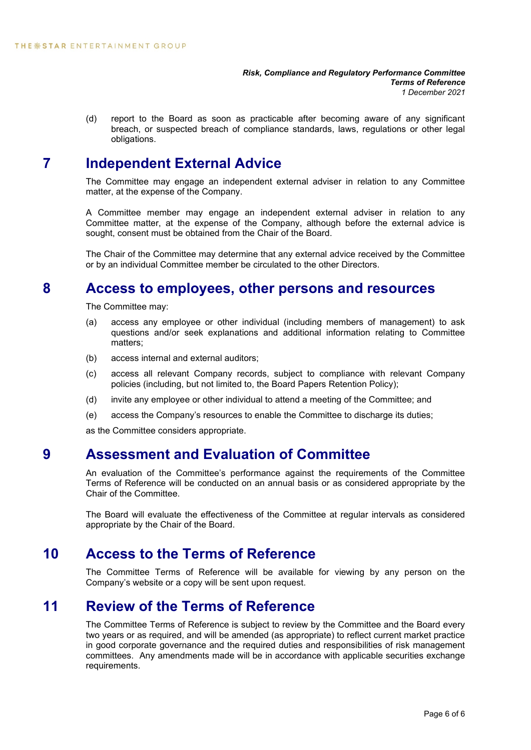(d) report to the Board as soon as practicable after becoming aware of any significant breach, or suspected breach of compliance standards, laws, regulations or other legal obligations.

# 7 Independent External Advice

The Committee may engage an independent external adviser in relation to any Committee matter, at the expense of the Company.

A Committee member may engage an independent external adviser in relation to any Committee matter, at the expense of the Company, although before the external advice is sought, consent must be obtained from the Chair of the Board.

The Chair of the Committee may determine that any external advice received by the Committee or by an individual Committee member be circulated to the other Directors.

# 8 Access to employees, other persons and resources

The Committee may:

(a) access any employee or other individual (including members of management) to ask questions and/or seek explanations and additional information relating to Committee matters;

(b) access internal and external auditors;

(c) access all relevant Company records, subject to compliance with relevant Company policies (including, but not limited to, the Board Papers Retention Policy);

(d) invite any employee or other individual to attend a meeting of the Committee; and

(e) access the Company's resources to enable the Committee to discharge its duties;

as the Committee considers appropriate.

# 9 Assessment and Evaluation of Committee

An evaluation of the Committee's performance against the requirements of the Committee Terms of Reference will be conducted on an annual basis or as considered appropriate by the Chair of the Committee.

The Board will evaluate the effectiveness of the Committee at regular intervals as considered appropriate by the Chair of the Board.

# 10 Access to the Terms of Reference

The Committee Terms of Reference will be available for viewing by any person on the Company's website or a copy will be sent upon request.

# 11 Review of the Terms of Reference

The Committee Terms of Reference is subject to review by the Committee and the Board every two years or as required, and will be amended (as appropriate) to reflect current market practice in good corporate governance and the required duties and responsibilities of risk management committees. Any amendments made will be in accordance with applicable securities exchange requirements.